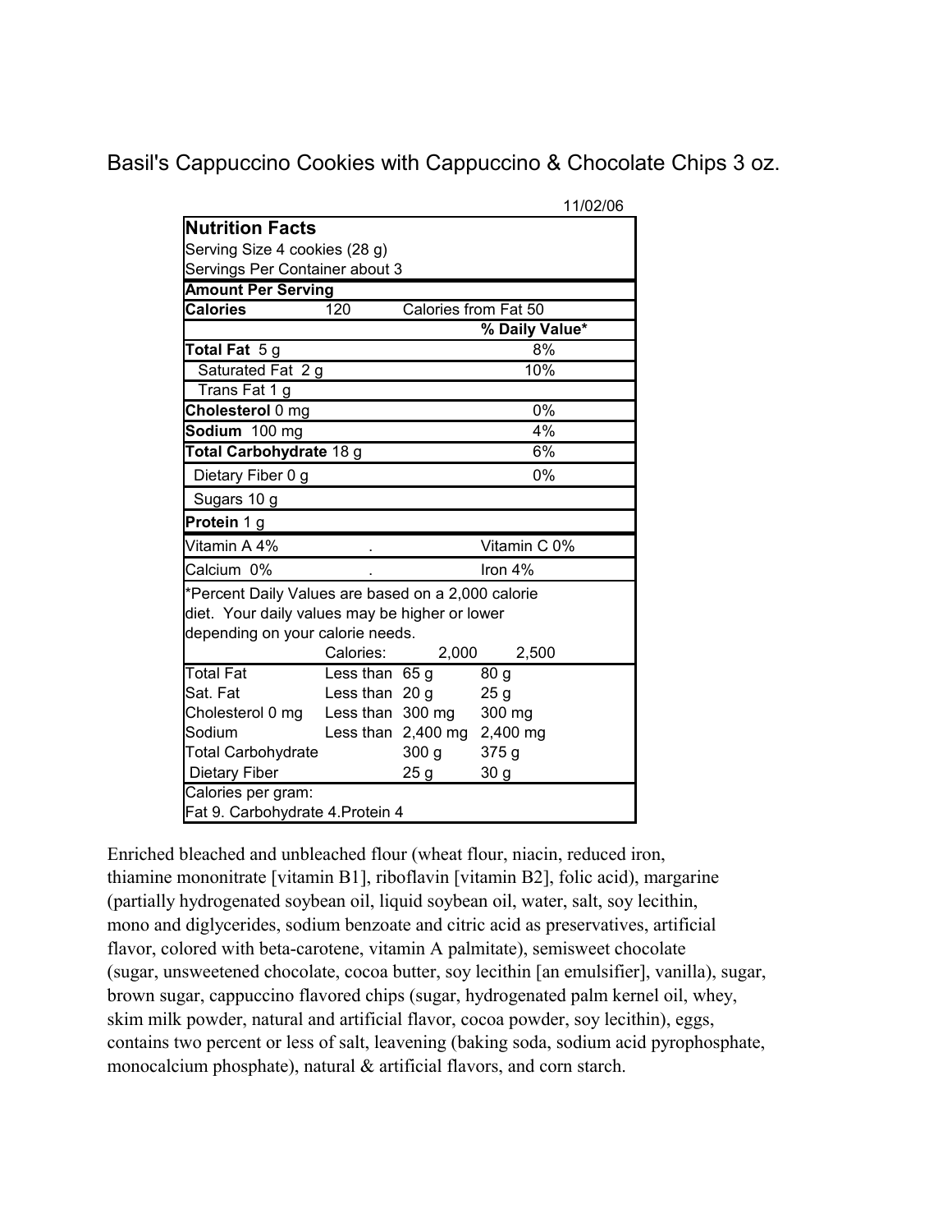# Basil's Cappuccino Cookies with Cappuccino & Chocolate Chips 3 oz.

11/02/06

| Nutrition Facts | | | |
|---|---|---|---|
| Serving Size 4 cookies (28 g) | | | |
| Servings Per Container about 3 | | | |
| **Amount Per Serving** | | | |
| **Calories** | 120 | Calories from Fat 50 | |
| | | | **% Daily Value*** |
| **Total Fat** 5 g | | | 8% |
| Saturated Fat 2 g | | | 10% |
| Trans Fat 1 g | | | |
| **Cholesterol** 0 mg | | | 0% |
| **Sodium** 100 mg | | | 4% |
| **Total Carbohydrate** 18 g | | | 6% |
| Dietary Fiber 0 g | | | 0% |
| Sugars 10 g | | | |
| **Protein** 1 g | | | |
| Vitamin A 4% | . | | Vitamin C 0% |
| Calcium 0% | . | | Iron 4% |

*Percent Daily Values are based on a 2,000 calorie diet. Your daily values may be higher or lower depending on your calorie needs.

| | Calories: | 2,000 | 2,500 |
|---|---|---|---|
| Total Fat | Less than | 65 g | 80 g |
| Sat. Fat | Less than | 20 g | 25 g |
| Cholesterol 0 mg | Less than | 300 mg | 300 mg |
| Sodium | Less than | 2,400 mg | 2,400 mg |
| Total Carbohydrate | | 300 g | 375 g |
| Dietary Fiber | | 25 g | 30 g |

Calories per gram:
Fat 9. Carbohydrate 4.Protein 4

Enriched bleached and unbleached flour (wheat flour, niacin, reduced iron, thiamine mononitrate [vitamin B1], riboflavin [vitamin B2], folic acid), margarine (partially hydrogenated soybean oil, liquid soybean oil, water, salt, soy lecithin, mono and diglycerides, sodium benzoate and citric acid as preservatives, artificial flavor, colored with beta-carotene, vitamin A palmitate), semisweet chocolate (sugar, unsweetened chocolate, cocoa butter, soy lecithin [an emulsifier], vanilla), sugar, brown sugar, cappuccino flavored chips (sugar, hydrogenated palm kernel oil, whey, skim milk powder, natural and artificial flavor, cocoa powder, soy lecithin), eggs, contains two percent or less of salt, leavening (baking soda, sodium acid pyrophosphate, monocalcium phosphate), natural & artificial flavors, and corn starch.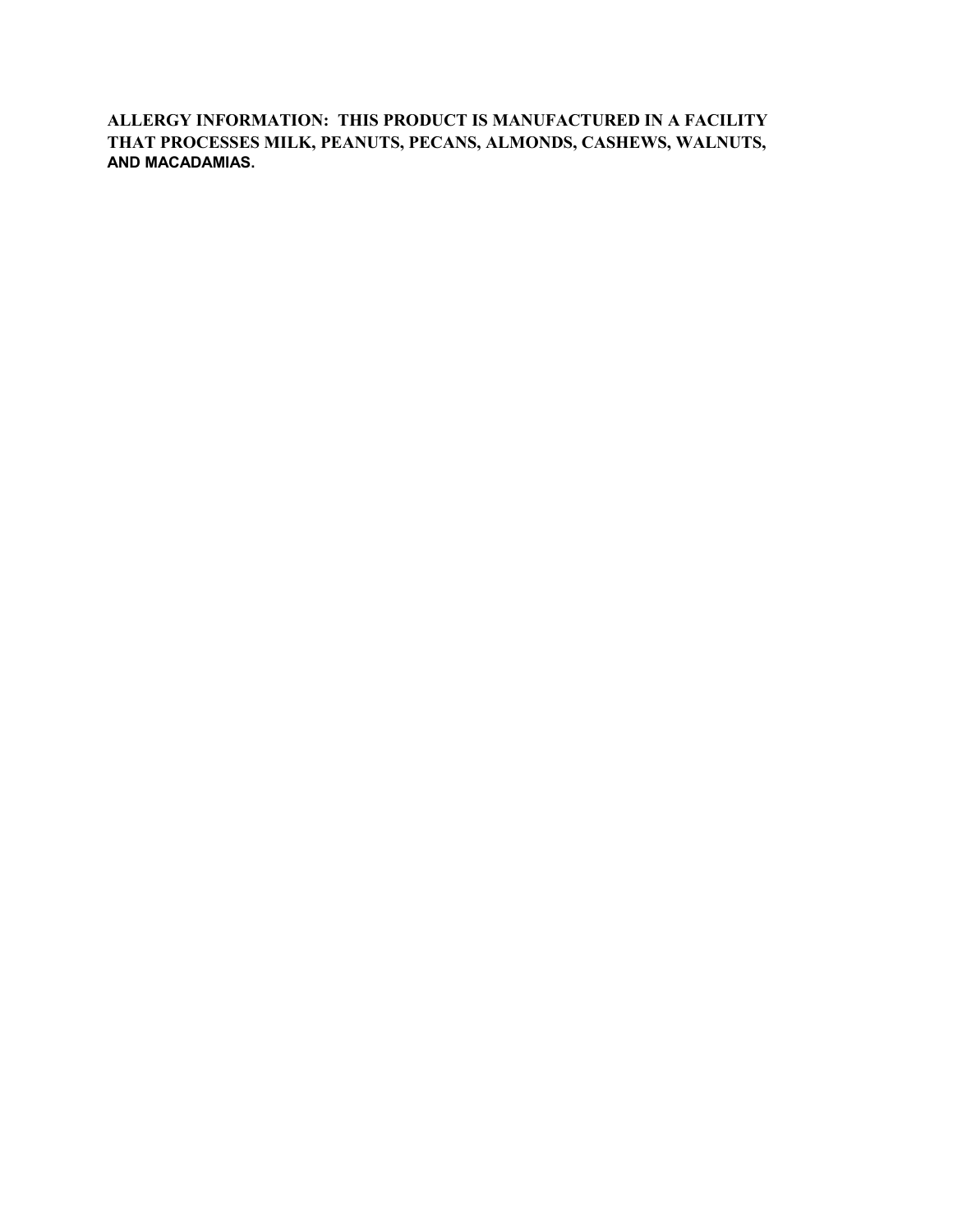**ALLERGY INFORMATION: THIS PRODUCT IS MANUFACTURED IN A FACILITY THAT PROCESSES MILK, PEANUTS, PECANS, ALMONDS, CASHEWS, WALNUTS, AND MACADAMIAS.**